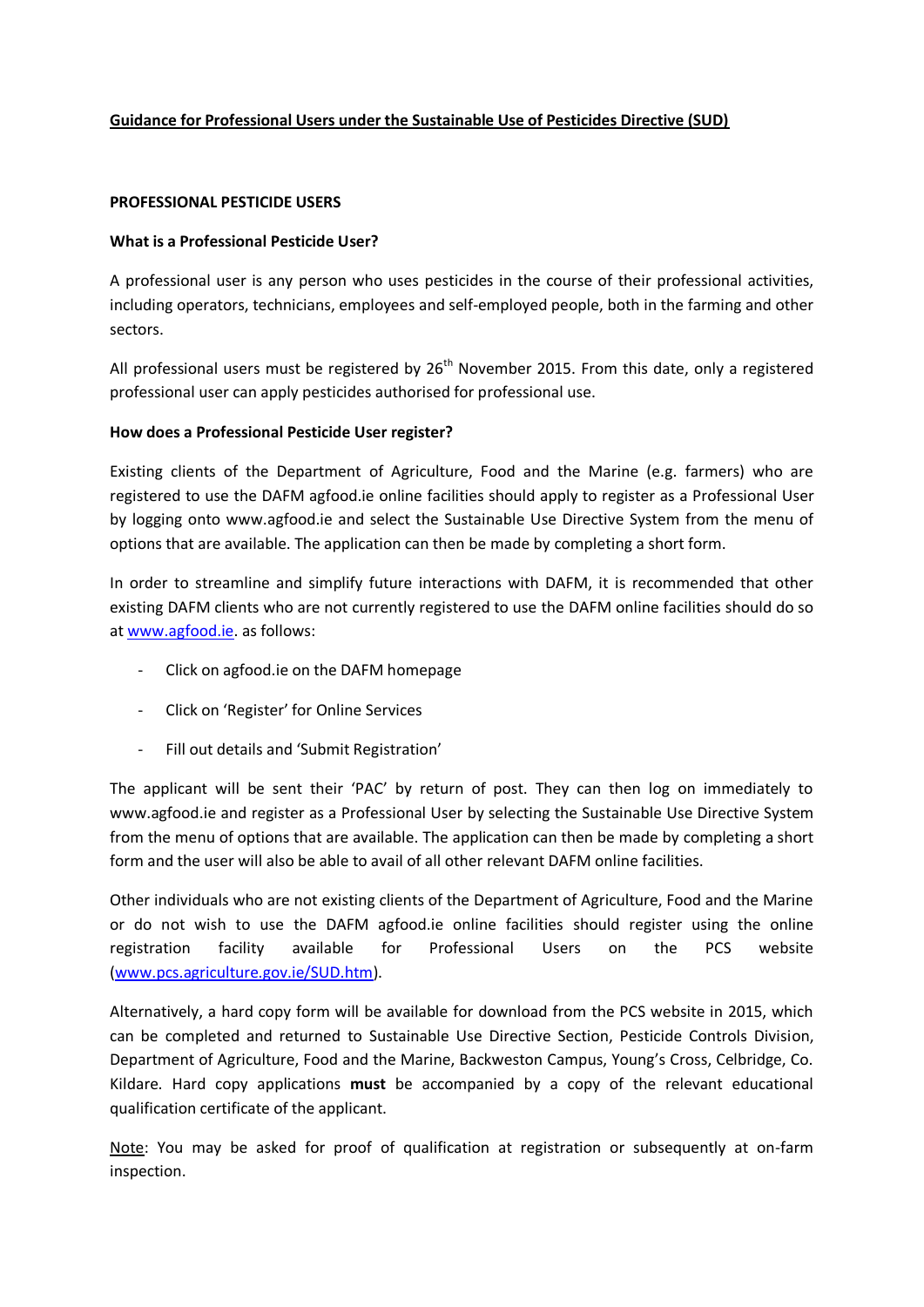# Guidance for Professional Users under the Sustainable Use of Pesticides Directive (SUD)

## PROFESSIONAL PESTICIDE USERS

### What is a Professional Pesticide User?

A professional user is any person who uses pesticides in the course of their professional activities, including operators, technicians, employees and self-employed people, both in the farming and other sectors.

All professional users must be registered by 26th November 2015. From this date, only a registered professional user can apply pesticides authorised for professional use.

### How does a Professional Pesticide User register?

Existing clients of the Department of Agriculture, Food and the Marine (e.g. farmers) who are registered to use the DAFM agfood.ie online facilities should apply to register as a Professional User by logging onto www.agfood.ie and select the Sustainable Use Directive System from the menu of options that are available. The application can then be made by completing a short form.

In order to streamline and simplify future interactions with DAFM, it is recommended that other existing DAFM clients who are not currently registered to use the DAFM online facilities should do so at www.agfood.ie. as follows:

- Click on agfood.ie on the DAFM homepage
- Click on 'Register' for Online Services
- Fill out details and 'Submit Registration'

The applicant will be sent their 'PAC' by return of post. They can then log on immediately to www.agfood.ie and register as a Professional User by selecting the Sustainable Use Directive System from the menu of options that are available. The application can then be made by completing a short form and the user will also be able to avail of all other relevant DAFM online facilities.

Other individuals who are not existing clients of the Department of Agriculture, Food and the Marine or do not wish to use the DAFM agfood.ie online facilities should register using the online registration facility available for Professional Users on the PCS website (www.pcs.agriculture.gov.ie/SUD.htm).

Alternatively, a hard copy form will be available for download from the PCS website in 2015, which can be completed and returned to Sustainable Use Directive Section, Pesticide Controls Division, Department of Agriculture, Food and the Marine, Backweston Campus, Young's Cross, Celbridge, Co. Kildare. Hard copy applications **must** be accompanied by a copy of the relevant educational qualification certificate of the applicant.

Note: You may be asked for proof of qualification at registration or subsequently at on-farm inspection.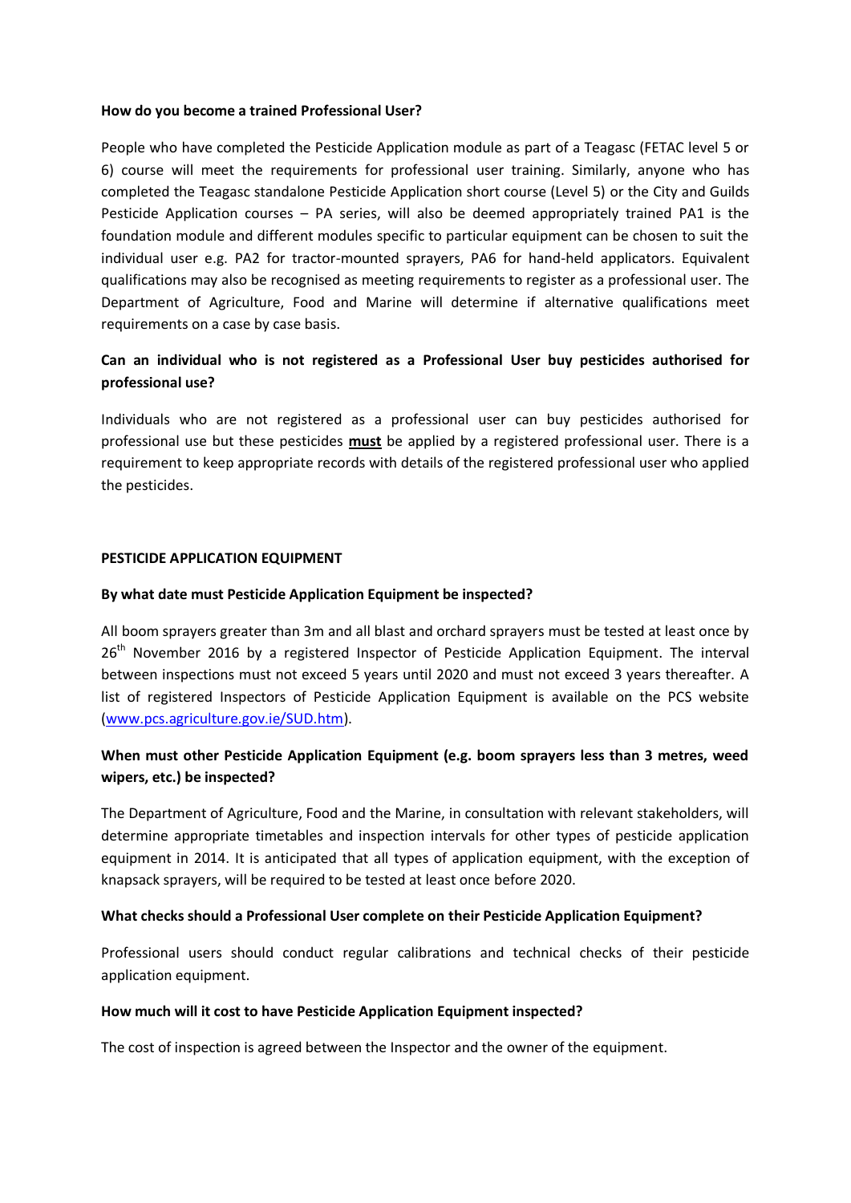**How do you become a trained Professional User?**

People who have completed the Pesticide Application module as part of a Teagasc (FETAC level 5 or 6) course will meet the requirements for professional user training. Similarly, anyone who has completed the Teagasc standalone Pesticide Application short course (Level 5) or the City and Guilds Pesticide Application courses – PA series, will also be deemed appropriately trained PA1 is the foundation module and different modules specific to particular equipment can be chosen to suit the individual user e.g. PA2 for tractor-mounted sprayers, PA6 for hand-held applicators. Equivalent qualifications may also be recognised as meeting requirements to register as a professional user. The Department of Agriculture, Food and Marine will determine if alternative qualifications meet requirements on a case by case basis.

**Can an individual who is not registered as a Professional User buy pesticides authorised for professional use?**

Individuals who are not registered as a professional user can buy pesticides authorised for professional use but these pesticides **must** be applied by a registered professional user. There is a requirement to keep appropriate records with details of the registered professional user who applied the pesticides.

**PESTICIDE APPLICATION EQUIPMENT**

**By what date must Pesticide Application Equipment be inspected?**

All boom sprayers greater than 3m and all blast and orchard sprayers must be tested at least once by 26th November 2016 by a registered Inspector of Pesticide Application Equipment. The interval between inspections must not exceed 5 years until 2020 and must not exceed 3 years thereafter. A list of registered Inspectors of Pesticide Application Equipment is available on the PCS website (www.pcs.agriculture.gov.ie/SUD.htm).

**When must other Pesticide Application Equipment (e.g. boom sprayers less than 3 metres, weed wipers, etc.) be inspected?**

The Department of Agriculture, Food and the Marine, in consultation with relevant stakeholders, will determine appropriate timetables and inspection intervals for other types of pesticide application equipment in 2014. It is anticipated that all types of application equipment, with the exception of knapsack sprayers, will be required to be tested at least once before 2020.

**What checks should a Professional User complete on their Pesticide Application Equipment?**

Professional users should conduct regular calibrations and technical checks of their pesticide application equipment.

**How much will it cost to have Pesticide Application Equipment inspected?**

The cost of inspection is agreed between the Inspector and the owner of the equipment.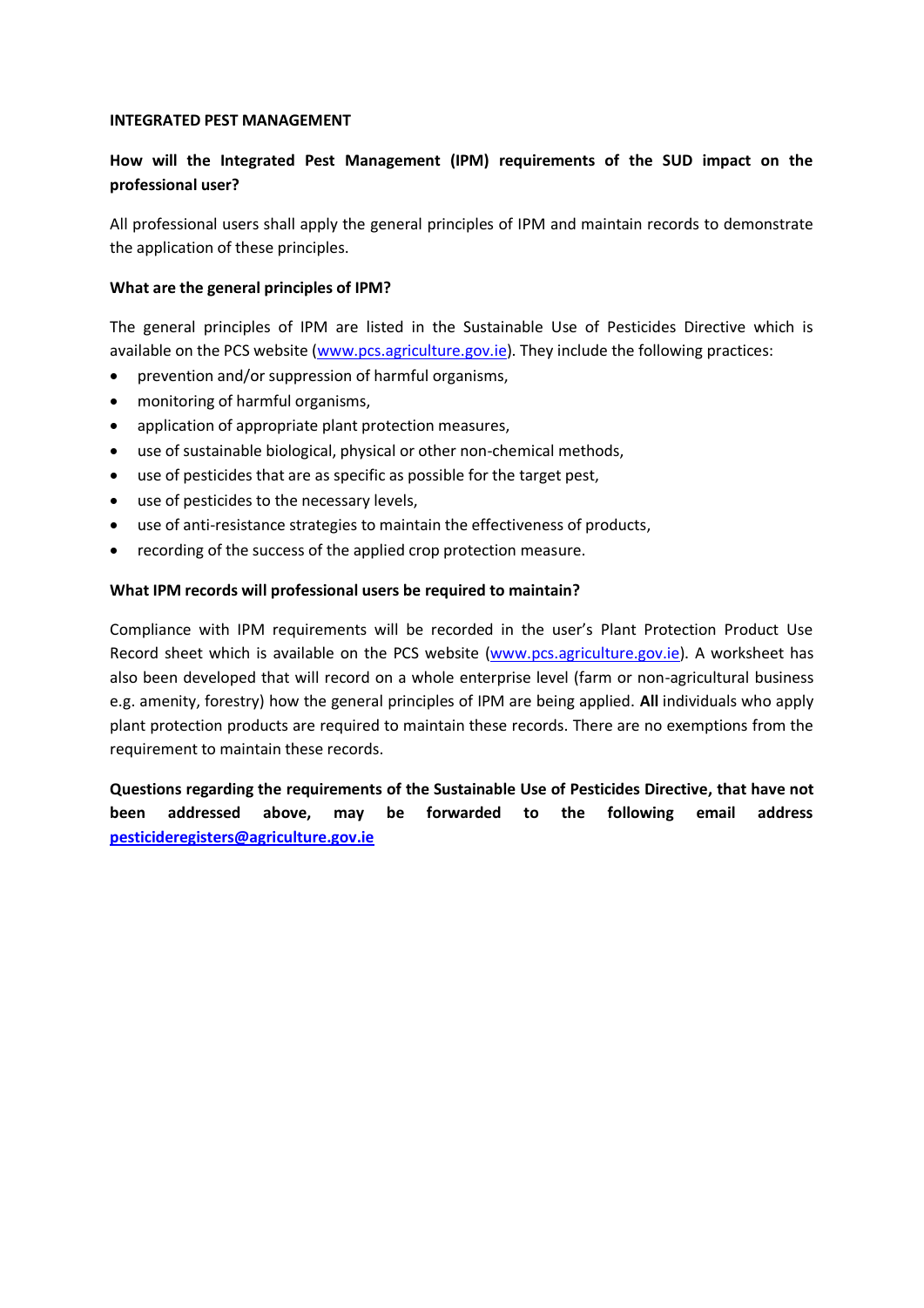**INTEGRATED PEST MANAGEMENT**

**How will the Integrated Pest Management (IPM) requirements of the SUD impact on the professional user?**

All professional users shall apply the general principles of IPM and maintain records to demonstrate the application of these principles.

**What are the general principles of IPM?**

The general principles of IPM are listed in the Sustainable Use of Pesticides Directive which is available on the PCS website (www.pcs.agriculture.gov.ie). They include the following practices:

- prevention and/or suppression of harmful organisms,
- monitoring of harmful organisms,
- application of appropriate plant protection measures,
- use of sustainable biological, physical or other non-chemical methods,
- use of pesticides that are as specific as possible for the target pest,
- use of pesticides to the necessary levels,
- use of anti-resistance strategies to maintain the effectiveness of products,
- recording of the success of the applied crop protection measure.

**What IPM records will professional users be required to maintain?**

Compliance with IPM requirements will be recorded in the user's Plant Protection Product Use Record sheet which is available on the PCS website (www.pcs.agriculture.gov.ie). A worksheet has also been developed that will record on a whole enterprise level (farm or non-agricultural business e.g. amenity, forestry) how the general principles of IPM are being applied. **All** individuals who apply plant protection products are required to maintain these records. There are no exemptions from the requirement to maintain these records.

**Questions regarding the requirements of the Sustainable Use of Pesticides Directive, that have not been addressed above, may be forwarded to the following email address pesticideregisters@agriculture.gov.ie**